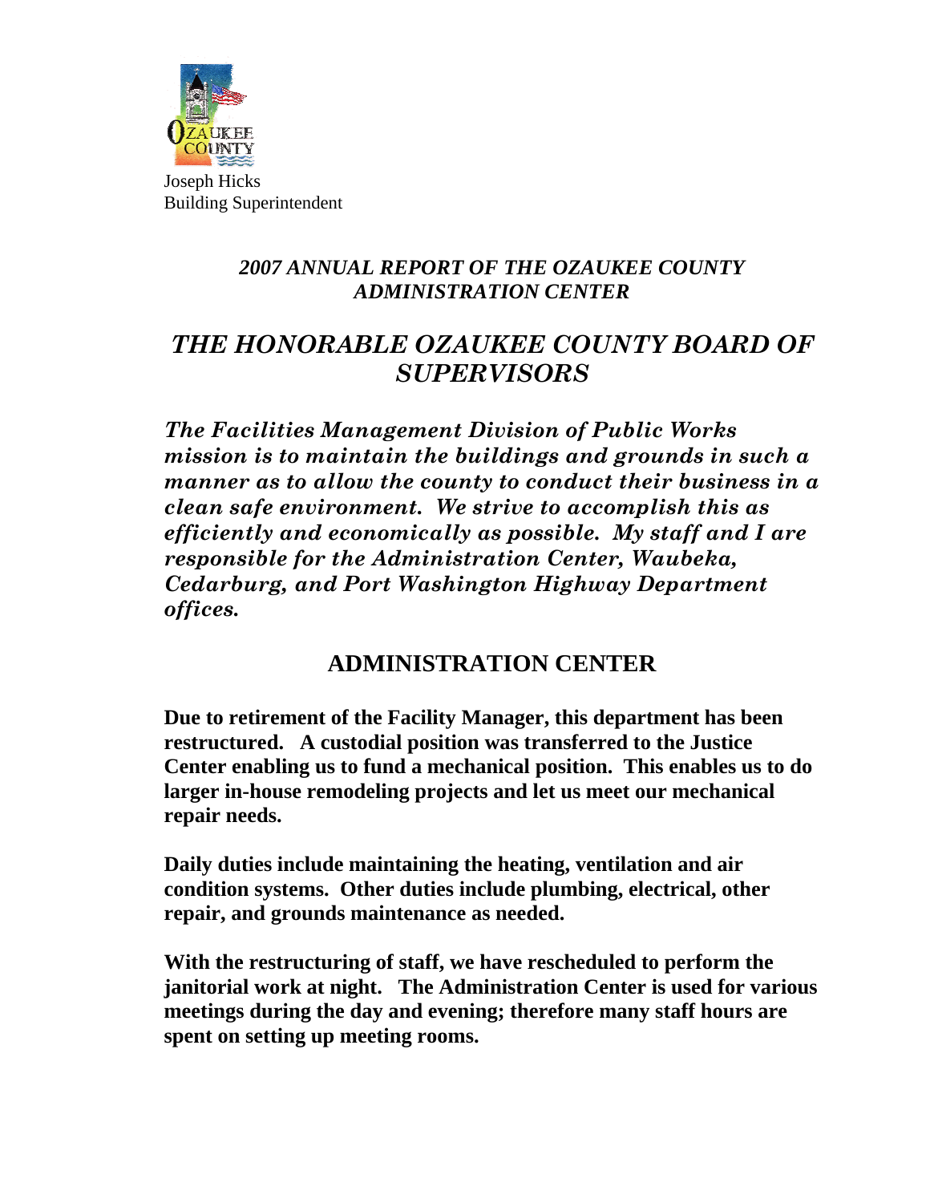Joseph Hicks
Building Superintendent

***2007 ANNUAL REPORT OF THE OZAUKEE COUNTY ADMINISTRATION CENTER***

# *THE HONORABLE OZAUKEE COUNTY BOARD OF SUPERVISORS*

***The Facilities Management Division of Public Works mission is to maintain the buildings and grounds in such a manner as to allow the county to conduct their business in a clean safe environment. We strive to accomplish this as efficiently and economically as possible. My staff and I are responsible for the Administration Center, Waubeka, Cedarburg, and Port Washington Highway Department offices.***

## ADMINISTRATION CENTER

**Due to retirement of the Facility Manager, this department has been restructured. A custodial position was transferred to the Justice Center enabling us to fund a mechanical position. This enables us to do larger in-house remodeling projects and let us meet our mechanical repair needs.**

**Daily duties include maintaining the heating, ventilation and air condition systems. Other duties include plumbing, electrical, other repair, and grounds maintenance as needed.**

**With the restructuring of staff, we have rescheduled to perform the janitorial work at night. The Administration Center is used for various meetings during the day and evening; therefore many staff hours are spent on setting up meeting rooms.**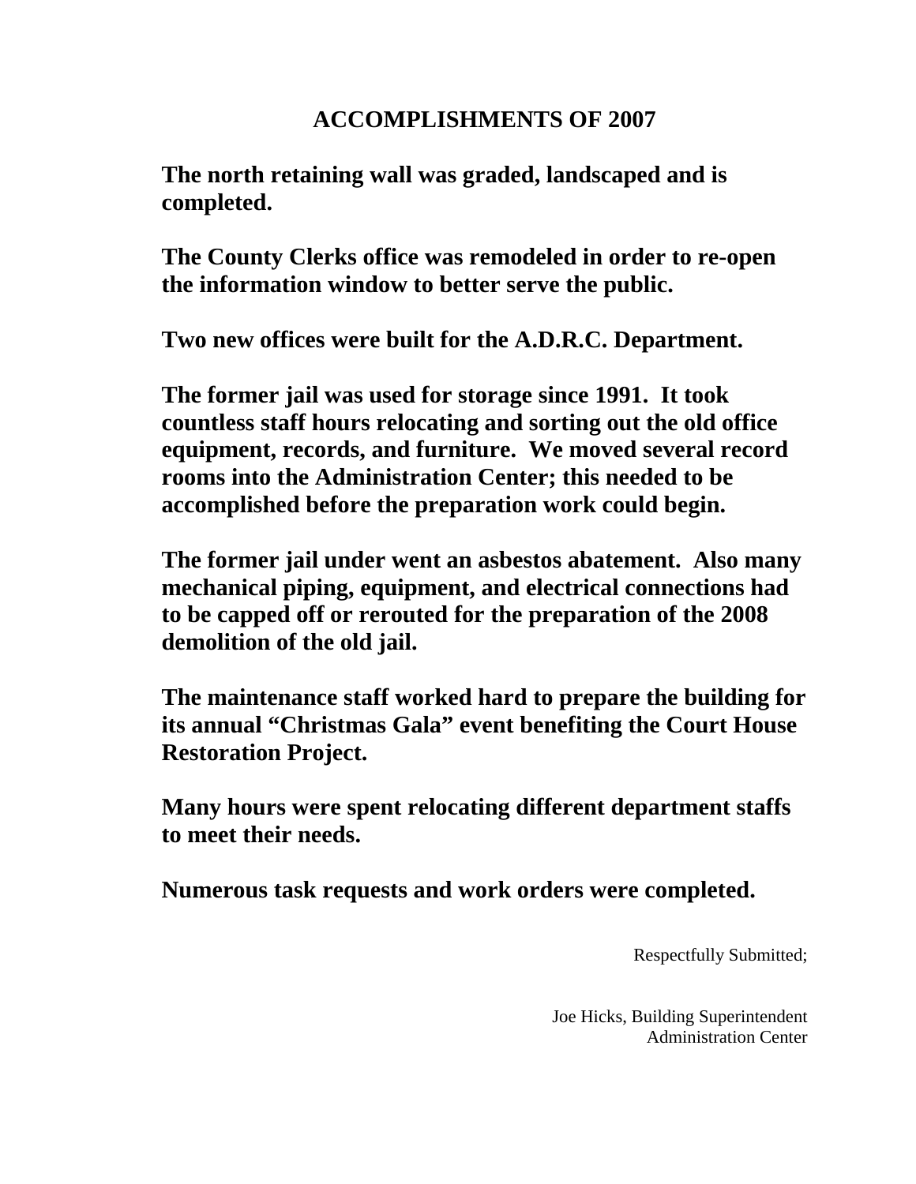## ACCOMPLISHMENTS OF 2007

**The north retaining wall was graded, landscaped and is completed.**

**The County Clerks office was remodeled in order to re-open the information window to better serve the public.**

**Two new offices were built for the A.D.R.C. Department.**

**The former jail was used for storage since 1991. It took countless staff hours relocating and sorting out the old office equipment, records, and furniture. We moved several record rooms into the Administration Center; this needed to be accomplished before the preparation work could begin.**

**The former jail under went an asbestos abatement. Also many mechanical piping, equipment, and electrical connections had to be capped off or rerouted for the preparation of the 2008 demolition of the old jail.**

**The maintenance staff worked hard to prepare the building for its annual "Christmas Gala" event benefiting the Court House Restoration Project.**

**Many hours were spent relocating different department staffs to meet their needs.**

**Numerous task requests and work orders were completed.**

Respectfully Submitted;

Joe Hicks, Building Superintendent
Administration Center